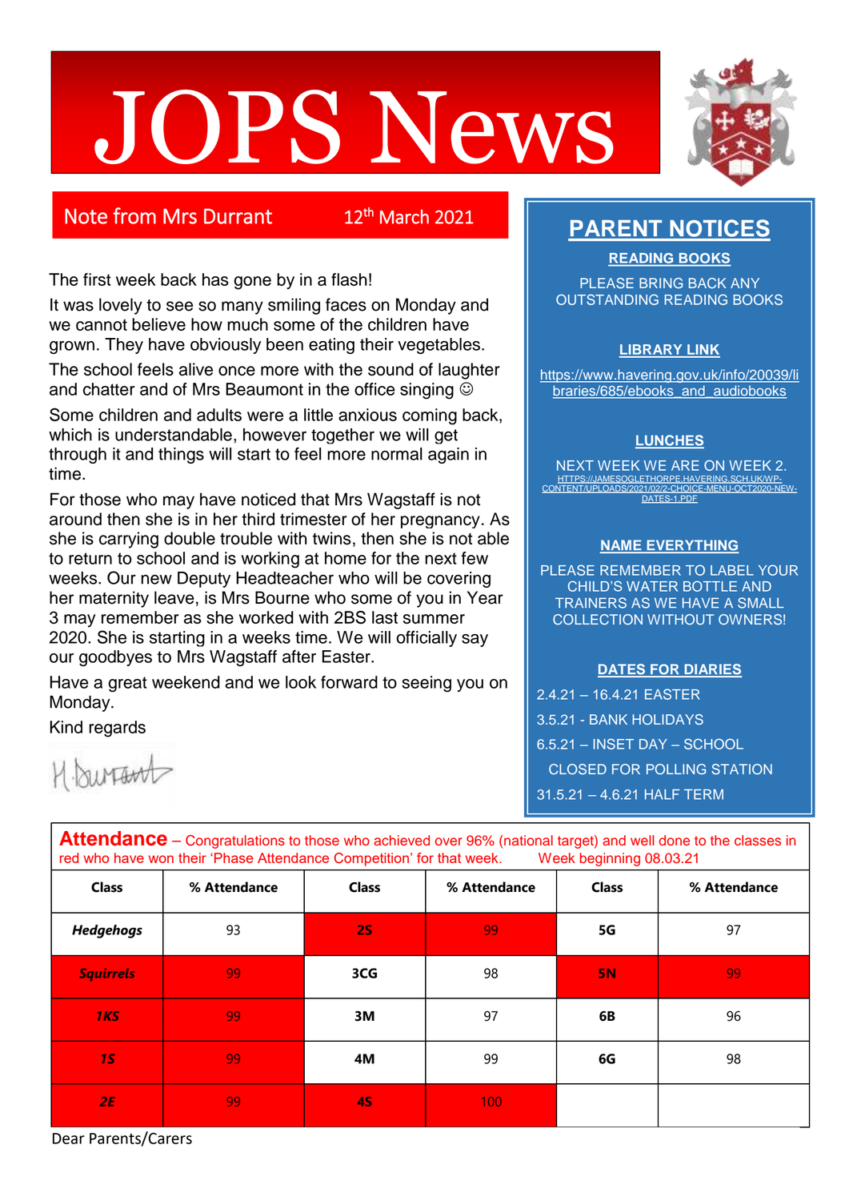# JOPS News

## Note from Mrs Durrant — 12th March 2021

The first week back has gone by in a flash!

It was lovely to see so many smiling faces on Monday and we cannot believe how much some of the children have grown. They have obviously been eating their vegetables.

The school feels alive once more with the sound of laughter and chatter and of Mrs Beaumont in the office singing ☺

Some children and adults were a little anxious coming back, which is understandable, however together we will get through it and things will start to feel more normal again in time.

For those who may have noticed that Mrs Wagstaff is not around then she is in her third trimester of her pregnancy. As she is carrying double trouble with twins, then she is not able to return to school and is working at home for the next few weeks. Our new Deputy Headteacher who will be covering her maternity leave, is Mrs Bourne who some of you in Year 3 may remember as she worked with 2BS last summer 2020. She is starting in a weeks time. We will officially say our goodbyes to Mrs Wagstaff after Easter.

Have a great weekend and we look forward to seeing you on Monday.

Kind regards

H.Durrant

## PARENT NOTICES

### READING BOOKS

PLEASE BRING BACK ANY OUTSTANDING READING BOOKS

### LIBRARY LINK

https://www.havering.gov.uk/info/20039/libraries/685/ebooks_and_audiobooks

### LUNCHES

NEXT WEEK WE ARE ON WEEK 2.
HTTPS://JAMESOGLETHORPE.HAVERING.SCH.UK/WP-CONTENT/UPLOADS/2021/02/2-CHOICE-MENU-OCT2020-NEW-DATES-1.PDF

### NAME EVERYTHING

PLEASE REMEMBER TO LABEL YOUR CHILD'S WATER BOTTLE AND TRAINERS AS WE HAVE A SMALL COLLECTION WITHOUT OWNERS!

### DATES FOR DIARIES

- 2.4.21 – 16.4.21 EASTER
- 3.5.21 - BANK HOLIDAYS
- 6.5.21 – INSET DAY – SCHOOL CLOSED FOR POLLING STATION
- 31.5.21 – 4.6.21 HALF TERM

## Attendance

**Attendance** – Congratulations to those who achieved over 96% (national target) and well done to the classes in red who have won their 'Phase Attendance Competition' for that week. Week beginning 08.03.21

| Class | % Attendance | Class | % Attendance | Class | % Attendance |
|---|---|---|---|---|---|
| *Hedgehogs* | 93 | 2S | 99 | 5G | 97 |
| *Squirrels* | 99 | 3CG | 98 | 5N | 99 |
| *1KS* | 99 | 3M | 97 | 6B | 96 |
| *1S* | 99 | 4M | 99 | 6G | 98 |
| *2E* | 99 | 4S | 100 | | |

Dear Parents/Carers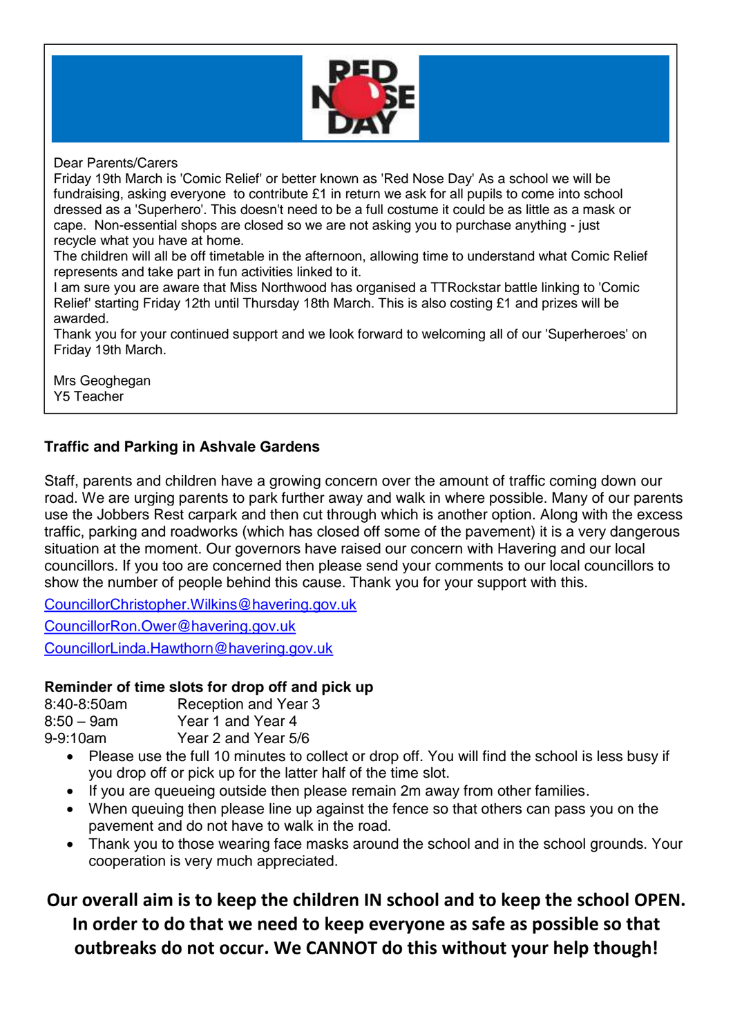RED NOSE DAY

Dear Parents/Carers
Friday 19th March is 'Comic Relief' or better known as 'Red Nose Day' As a school we will be fundraising, asking everyone to contribute £1 in return we ask for all pupils to come into school dressed as a 'Superhero'. This doesn't need to be a full costume it could be as little as a mask or cape. Non-essential shops are closed so we are not asking you to purchase anything - just recycle what you have at home.
The children will all be off timetable in the afternoon, allowing time to understand what Comic Relief represents and take part in fun activities linked to it.
I am sure you are aware that Miss Northwood has organised a TTRockstar battle linking to 'Comic Relief' starting Friday 12th until Thursday 18th March. This is also costing £1 and prizes will be awarded.
Thank you for your continued support and we look forward to welcoming all of our 'Superheroes' on Friday 19th March.

Mrs Geoghegan
Y5 Teacher

**Traffic and Parking in Ashvale Gardens**

Staff, parents and children have a growing concern over the amount of traffic coming down our road. We are urging parents to park further away and walk in where possible. Many of our parents use the Jobbers Rest carpark and then cut through which is another option. Along with the excess traffic, parking and roadworks (which has closed off some of the pavement) it is a very dangerous situation at the moment. Our governors have raised our concern with Havering and our local councillors. If you too are concerned then please send your comments to our local councillors to show the number of people behind this cause. Thank you for your support with this.

CouncillorChristopher.Wilkins@havering.gov.uk

CouncillorRon.Ower@havering.gov.uk

CouncillorLinda.Hawthorn@havering.gov.uk

**Reminder of time slots for drop off and pick up**

| | |
|---|---|
| 8:40-8:50am | Reception and Year 3 |
| 8:50 – 9am | Year 1 and Year 4 |
| 9-9:10am | Year 2 and Year 5/6 |

- Please use the full 10 minutes to collect or drop off. You will find the school is less busy if you drop off or pick up for the latter half of the time slot.
- If you are queueing outside then please remain 2m away from other families.
- When queuing then please line up against the fence so that others can pass you on the pavement and do not have to walk in the road.
- Thank you to those wearing face masks around the school and in the school grounds. Your cooperation is very much appreciated.

**Our overall aim is to keep the children IN school and to keep the school OPEN. In order to do that we need to keep everyone as safe as possible so that outbreaks do not occur. We CANNOT do this without your help though!**